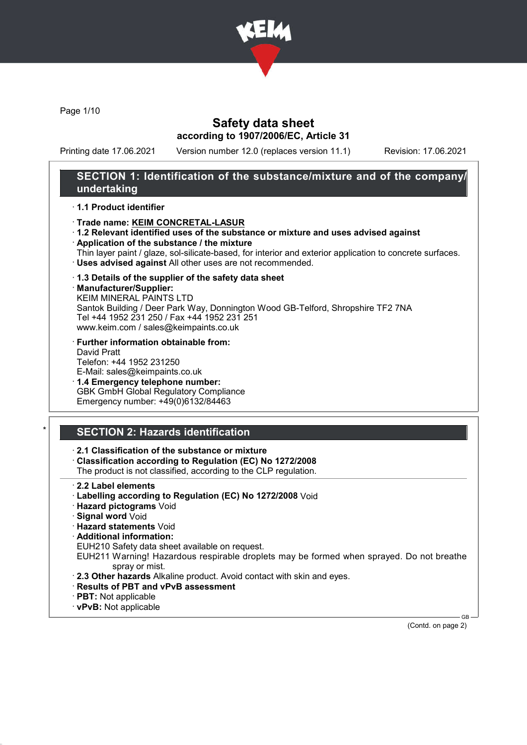# Safety data sheet
## according to 1907/2006/EC, Article 31

Printing date 17.06.2021 Version number 12.0 (replaces version 11.1) Revision: 17.06.2021

## SECTION 1: Identification of the substance/mixture and of the company/undertaking

· **1.1 Product identifier**

· **Trade name: KEIM CONCRETAL-LASUR**

· **1.2 Relevant identified uses of the substance or mixture and uses advised against**

· **Application of the substance / the mixture**
Thin layer paint / glaze, sol-silicate-based, for interior and exterior application to concrete surfaces.

· **Uses advised against** All other uses are not recommended.

· **1.3 Details of the supplier of the safety data sheet**

· **Manufacturer/Supplier:**
KEIM MINERAL PAINTS LTD
Santok Building / Deer Park Way, Donnington Wood GB-Telford, Shropshire TF2 7NA
Tel +44 1952 231 250 / Fax +44 1952 231 251
www.keim.com / sales@keimpaints.co.uk

· **Further information obtainable from:**
David Pratt
Telefon: +44 1952 231250
E-Mail: sales@keimpaints.co.uk

· **1.4 Emergency telephone number:**
GBK GmbH Global Regulatory Compliance
Emergency number: +49(0)6132/84463

## * SECTION 2: Hazards identification

· **2.1 Classification of the substance or mixture**

· **Classification according to Regulation (EC) No 1272/2008**
The product is not classified, according to the CLP regulation.

· **2.2 Label elements**

· **Labelling according to Regulation (EC) No 1272/2008** Void

· **Hazard pictograms** Void

· **Signal word** Void

· **Hazard statements** Void

· **Additional information:**
EUH210 Safety data sheet available on request.
EUH211 Warning! Hazardous respirable droplets may be formed when sprayed. Do not breathe spray or mist.

· **2.3 Other hazards** Alkaline product. Avoid contact with skin and eyes.

· **Results of PBT and vPvB assessment**

· **PBT:** Not applicable

· **vPvB:** Not applicable

(Contd. on page 2)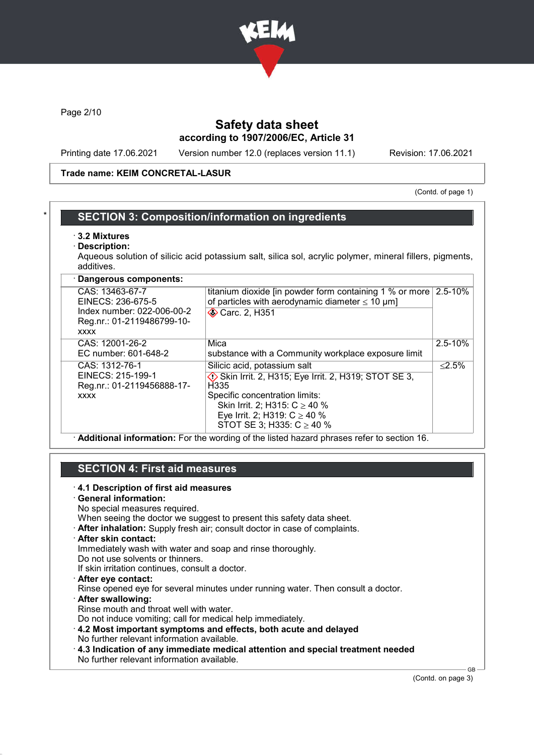Trade name: KEIM CONCRETAL-LASUR

(Contd. of page 1)

## SECTION 3: Composition/information on ingredients

· **3.2 Mixtures**

· **Description:**
Aqueous solution of silicic acid potassium salt, silica sol, acrylic polymer, mineral fillers, pigments, additives.

· **Dangerous components:**

| | | |
|---|---|---|
| CAS: 13463-67-7<br>EINECS: 236-675-5<br>Index number: 022-006-00-2<br>Reg.nr.: 01-2119486799-10-xxxx | titanium dioxide [in powder form containing 1 % or more of particles with aerodynamic diameter ≤ 10 μm]<br>Carc. 2, H351 | 2.5-10% |
| CAS: 12001-26-2<br>EC number: 601-648-2 | Mica<br>substance with a Community workplace exposure limit | 2.5-10% |
| CAS: 1312-76-1<br>EINECS: 215-199-1<br>Reg.nr.: 01-2119456888-17-xxxx | Silicic acid, potassium salt<br>Skin Irrit. 2, H315; Eye Irrit. 2, H319; STOT SE 3, H335<br>Specific concentration limits:<br>Skin Irrit. 2; H315: C ≥ 40 %<br>Eye Irrit. 2; H319: C ≥ 40 %<br>STOT SE 3; H335: C ≥ 40 % | ≤2.5% |

· **Additional information:** For the wording of the listed hazard phrases refer to section 16.

## SECTION 4: First aid measures

· **4.1 Description of first aid measures**

· **General information:**
No special measures required.
When seeing the doctor we suggest to present this safety data sheet.

· **After inhalation:** Supply fresh air; consult doctor in case of complaints.

· **After skin contact:**
Immediately wash with water and soap and rinse thoroughly.
Do not use solvents or thinners.
If skin irritation continues, consult a doctor.

· **After eye contact:**
Rinse opened eye for several minutes under running water. Then consult a doctor.

· **After swallowing:**
Rinse mouth and throat well with water.
Do not induce vomiting; call for medical help immediately.

· **4.2 Most important symptoms and effects, both acute and delayed**
No further relevant information available.

· **4.3 Indication of any immediate medical attention and special treatment needed**
No further relevant information available.

(Contd. on page 3)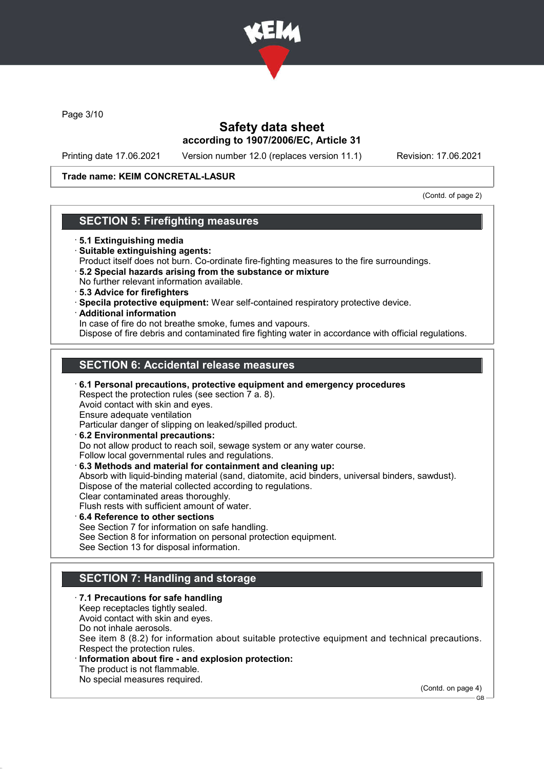Trade name: KEIM CONCRETAL-LASUR

(Contd. of page 2)

## SECTION 5: Firefighting measures

- **5.1 Extinguishing media**
- **Suitable extinguishing agents:**
  Product itself does not burn. Co-ordinate fire-fighting measures to the fire surroundings.
- **5.2 Special hazards arising from the substance or mixture**
  No further relevant information available.
- **5.3 Advice for firefighters**
- **Specila protective equipment:** Wear self-contained respiratory protective device.
- **Additional information**
  In case of fire do not breathe smoke, fumes and vapours.
  Dispose of fire debris and contaminated fire fighting water in accordance with official regulations.

## SECTION 6: Accidental release measures

- **6.1 Personal precautions, protective equipment and emergency procedures**
  Respect the protection rules (see section 7 a. 8).
  Avoid contact with skin and eyes.
  Ensure adequate ventilation
  Particular danger of slipping on leaked/spilled product.
- **6.2 Environmental precautions:**
  Do not allow product to reach soil, sewage system or any water course.
  Follow local governmental rules and regulations.
- **6.3 Methods and material for containment and cleaning up:**
  Absorb with liquid-binding material (sand, diatomite, acid binders, universal binders, sawdust).
  Dispose of the material collected according to regulations.
  Clear contaminated areas thoroughly.
  Flush rests with sufficient amount of water.
- **6.4 Reference to other sections**
  See Section 7 for information on safe handling.
  See Section 8 for information on personal protection equipment.
  See Section 13 for disposal information.

## SECTION 7: Handling and storage

- **7.1 Precautions for safe handling**
  Keep receptacles tightly sealed.
  Avoid contact with skin and eyes.
  Do not inhale aerosols.
  See item 8 (8.2) for information about suitable protective equipment and technical precautions.
  Respect the protection rules.
- **Information about fire - and explosion protection:**
  The product is not flammable.
  No special measures required.

(Contd. on page 4)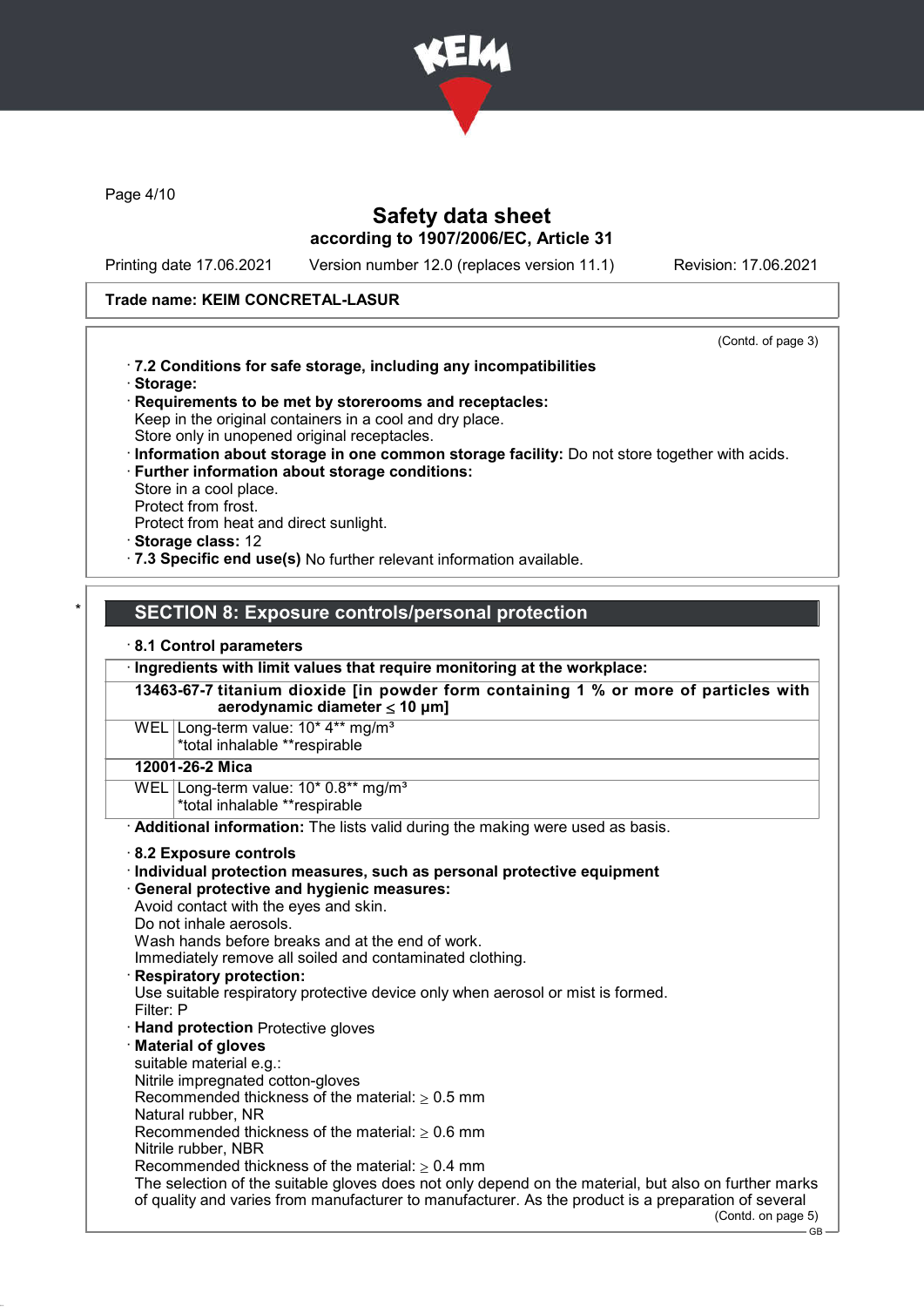Trade name: KEIM CONCRETAL-LASUR

(Contd. of page 3)

· **7.2 Conditions for safe storage, including any incompatibilities**
· **Storage:**
· **Requirements to be met by storerooms and receptacles:**
Keep in the original containers in a cool and dry place.
Store only in unopened original receptacles.
· **Information about storage in one common storage facility:** Do not store together with acids.
· **Further information about storage conditions:**
Store in a cool place.
Protect from frost.
Protect from heat and direct sunlight.
· **Storage class:** 12
· **7.3 Specific end use(s)** No further relevant information available.

## SECTION 8: Exposure controls/personal protection

· **8.1 Control parameters**

· **Ingredients with limit values that require monitoring at the workplace:**

| | |
|---|---|
| **13463-67-7 titanium dioxide [in powder form containing 1 % or more of particles with aerodynamic diameter ≤ 10 μm]** | |
| WEL | Long-term value: 10* 4** mg/m³<br>*total inhalable **respirable |
| **12001-26-2 Mica** | |
| WEL | Long-term value: 10* 0.8** mg/m³<br>*total inhalable **respirable |

· **Additional information:** The lists valid during the making were used as basis.

· **8.2 Exposure controls**
· **Individual protection measures, such as personal protective equipment**
· **General protective and hygienic measures:**
Avoid contact with the eyes and skin.
Do not inhale aerosols.
Wash hands before breaks and at the end of work.
Immediately remove all soiled and contaminated clothing.
· **Respiratory protection:**
Use suitable respiratory protective device only when aerosol or mist is formed.
Filter: P
· **Hand protection** Protective gloves
· **Material of gloves**
suitable material e.g.:
Nitrile impregnated cotton-gloves
Recommended thickness of the material: ≥ 0.5 mm
Natural rubber, NR
Recommended thickness of the material: ≥ 0.6 mm
Nitrile rubber, NBR
Recommended thickness of the material: ≥ 0.4 mm
The selection of the suitable gloves does not only depend on the material, but also on further marks of quality and varies from manufacturer to manufacturer. As the product is a preparation of several

(Contd. on page 5)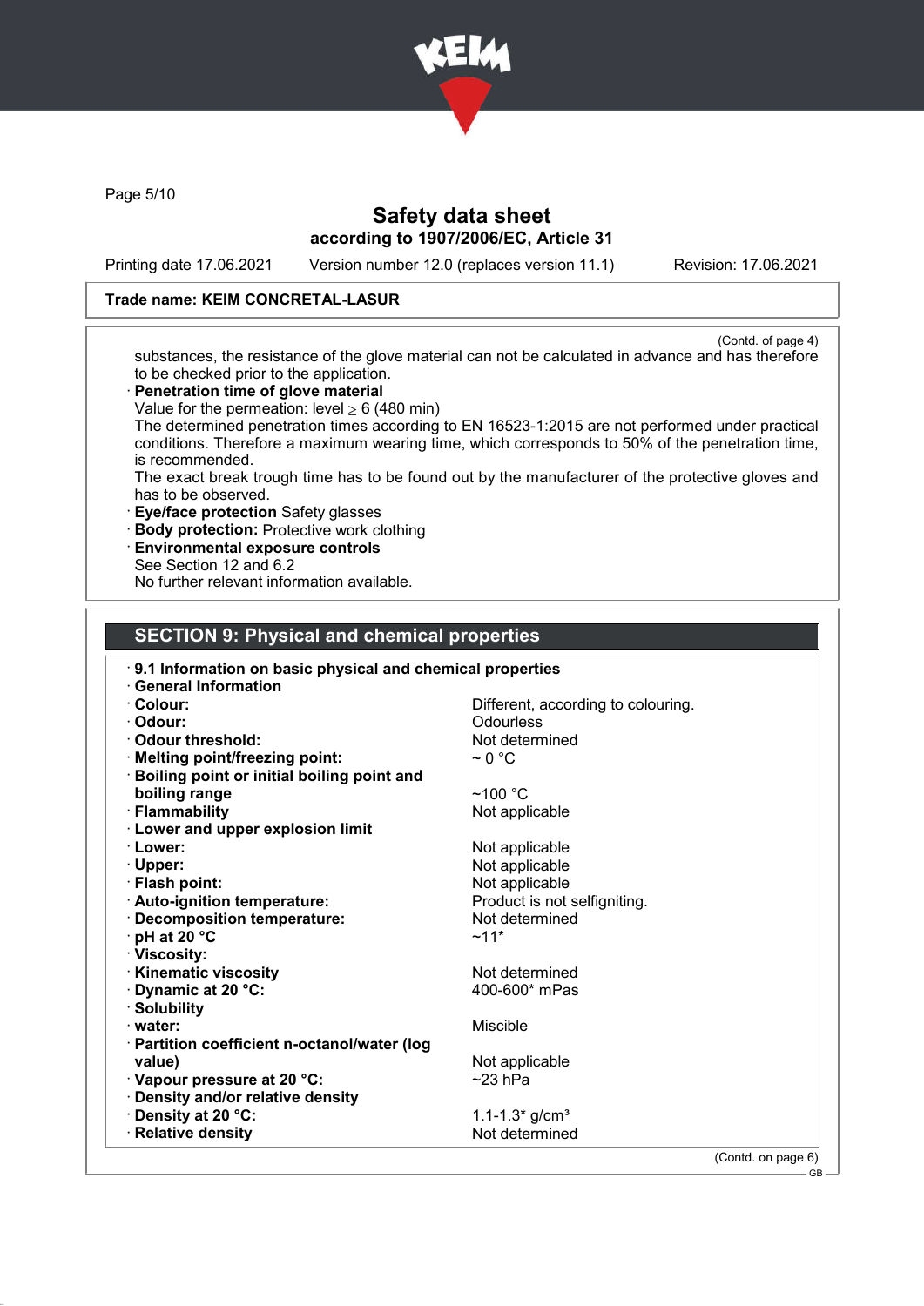**Trade name: KEIM CONCRETAL-LASUR**

(Contd. of page 4)

substances, the resistance of the glove material can not be calculated in advance and has therefore to be checked prior to the application.

· **Penetration time of glove material**
Value for the permeation: level ≥ 6 (480 min)
The determined penetration times according to EN 16523-1:2015 are not performed under practical conditions. Therefore a maximum wearing time, which corresponds to 50% of the penetration time, is recommended.
The exact break trough time has to be found out by the manufacturer of the protective gloves and has to be observed.

· **Eye/face protection** Safety glasses

· **Body protection:** Protective work clothing

· **Environmental exposure controls**
See Section 12 and 6.2
No further relevant information available.

## SECTION 9: Physical and chemical properties

· **9.1 Information on basic physical and chemical properties**

· **General Information**

| Property | Value |
|---|---|
| · **Colour:** | Different, according to colouring. |
| · **Odour:** | Odourless |
| · **Odour threshold:** | Not determined |
| · **Melting point/freezing point:** | ~ 0 °C |
| · **Boiling point or initial boiling point and boiling range** | ~100 °C |
| · **Flammability** | Not applicable |
| · **Lower and upper explosion limit** | |
| · **Lower:** | Not applicable |
| · **Upper:** | Not applicable |
| · **Flash point:** | Not applicable |
| · **Auto-ignition temperature:** | Product is not selfigniting. |
| · **Decomposition temperature:** | Not determined |
| · **pH at 20 °C** | ~11* |
| · **Viscosity:** | |
| · **Kinematic viscosity** | Not determined |
| · **Dynamic at 20 °C:** | 400-600* mPas |
| · **Solubility** | |
| · **water:** | Miscible |
| · **Partition coefficient n-octanol/water (log value)** | Not applicable |
| · **Vapour pressure at 20 °C:** | ~23 hPa |
| · **Density and/or relative density** | |
| · **Density at 20 °C:** | 1.1-1.3* g/cm³ |
| · **Relative density** | Not determined |

(Contd. on page 6)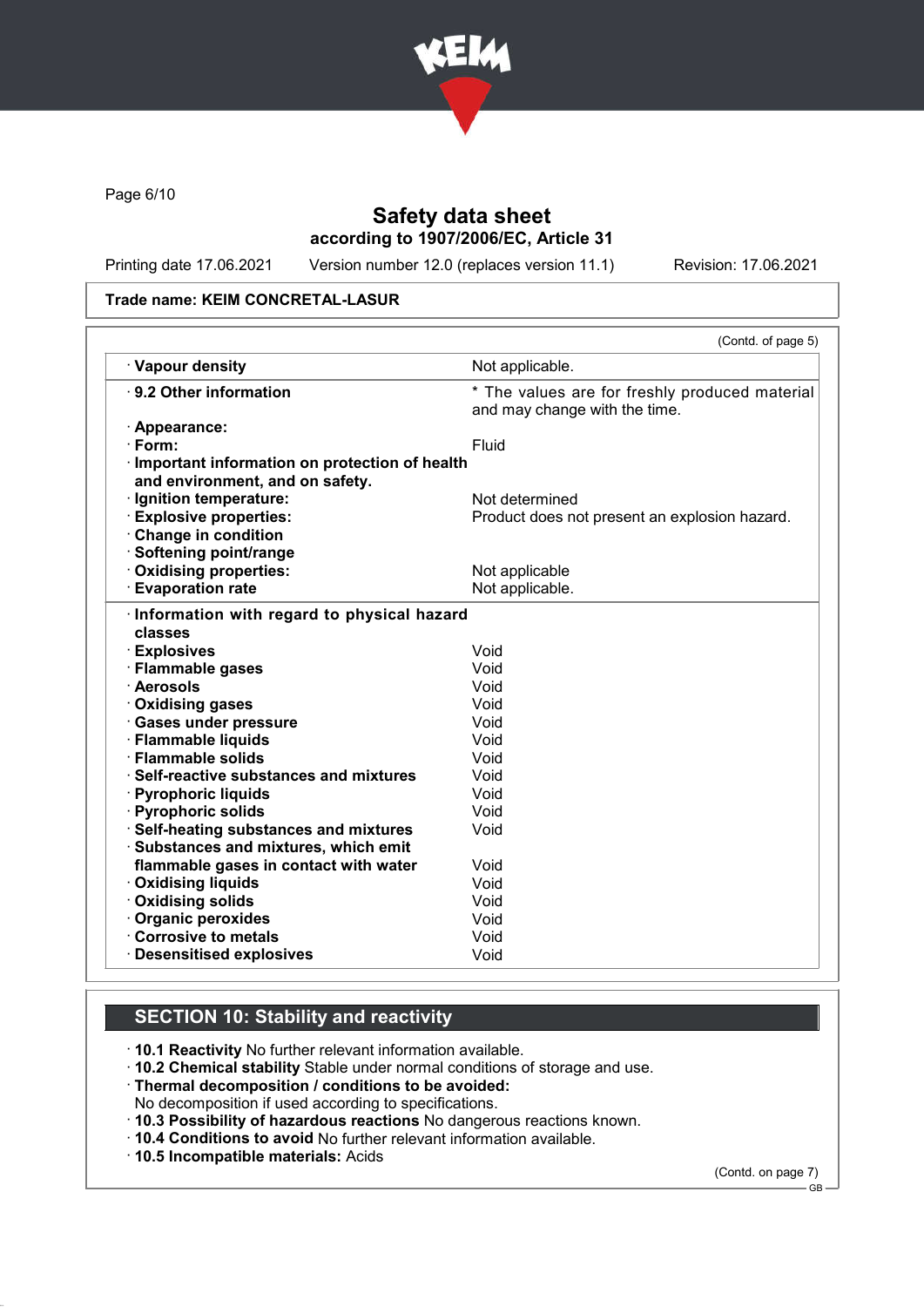Trade name: KEIM CONCRETAL-LASUR

(Contd. of page 5)

| | |
|---|---|
| · **Vapour density** | Not applicable. |
| · **9.2 Other information** | * The values are for freshly produced material and may change with the time. |
| · **Appearance:** | |
| · **Form:** | Fluid |
| · **Important information on protection of health and environment, and on safety.** | |
| · **Ignition temperature:** | Not determined |
| · **Explosive properties:** | Product does not present an explosion hazard. |
| · **Change in condition** | |
| · **Softening point/range** | |
| · **Oxidising properties:** | Not applicable |
| · **Evaporation rate** | Not applicable. |

| | |
|---|---|
| · **Information with regard to physical hazard classes** | |
| · **Explosives** | Void |
| · **Flammable gases** | Void |
| · **Aerosols** | Void |
| · **Oxidising gases** | Void |
| · **Gases under pressure** | Void |
| · **Flammable liquids** | Void |
| · **Flammable solids** | Void |
| · **Self-reactive substances and mixtures** | Void |
| · **Pyrophoric liquids** | Void |
| · **Pyrophoric solids** | Void |
| · **Self-heating substances and mixtures** | Void |
| · **Substances and mixtures, which emit flammable gases in contact with water** | Void |
| · **Oxidising liquids** | Void |
| · **Oxidising solids** | Void |
| · **Organic peroxides** | Void |
| · **Corrosive to metals** | Void |
| · **Desensitised explosives** | Void |

## SECTION 10: Stability and reactivity

· **10.1 Reactivity** No further relevant information available.
· **10.2 Chemical stability** Stable under normal conditions of storage and use.
· **Thermal decomposition / conditions to be avoided:**
No decomposition if used according to specifications.
· **10.3 Possibility of hazardous reactions** No dangerous reactions known.
· **10.4 Conditions to avoid** No further relevant information available.
· **10.5 Incompatible materials:** Acids

(Contd. on page 7)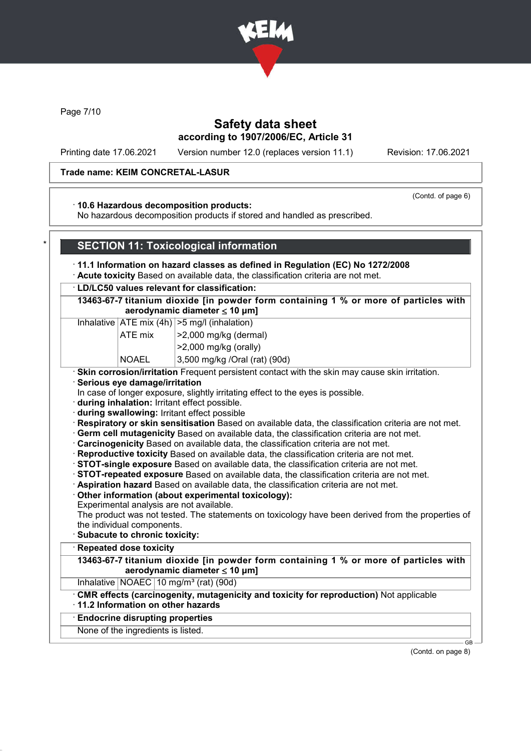Trade name: KEIM CONCRETAL-LASUR

(Contd. of page 6)

· **10.6 Hazardous decomposition products:**
No hazardous decomposition products if stored and handled as prescribed.

\*

## SECTION 11: Toxicological information

· **11.1 Information on hazard classes as defined in Regulation (EC) No 1272/2008**
· **Acute toxicity** Based on available data, the classification criteria are not met.

| · **LD/LC50 values relevant for classification:** | | |
|---|---|---|
| **13463-67-7 titanium dioxide [in powder form containing 1 % or more of particles with aerodynamic diameter ≤ 10 μm]** | | |
| Inhalative | ATE mix (4h) | >5 mg/l (inhalation) |
| | ATE mix | >2,000 mg/kg (dermal) |
| | | >2,000 mg/kg (orally) |
| | NOAEL | 3,500 mg/kg /Oral (rat) (90d) |

· **Skin corrosion/irritation** Frequent persistent contact with the skin may cause skin irritation.
· **Serious eye damage/irritation**
In case of longer exposure, slightly irritating effect to the eyes is possible.
· **during inhalation:** Irritant effect possible.
· **during swallowing:** Irritant effect possible
· **Respiratory or skin sensitisation** Based on available data, the classification criteria are not met.
· **Germ cell mutagenicity** Based on available data, the classification criteria are not met.
· **Carcinogenicity** Based on available data, the classification criteria are not met.
· **Reproductive toxicity** Based on available data, the classification criteria are not met.
· **STOT-single exposure** Based on available data, the classification criteria are not met.
· **STOT-repeated exposure** Based on available data, the classification criteria are not met.
· **Aspiration hazard** Based on available data, the classification criteria are not met.
· **Other information (about experimental toxicology):**
Experimental analysis are not available.
The product was not tested. The statements on toxicology have been derived from the properties of the individual components.
· **Subacute to chronic toxicity:**

| · **Repeated dose toxicity** | | |
|---|---|---|
| **13463-67-7 titanium dioxide [in powder form containing 1 % or more of particles with aerodynamic diameter ≤ 10 μm]** | | |
| Inhalative | NOAEC | 10 mg/m³ (rat) (90d) |

· **CMR effects (carcinogenity, mutagenicity and toxicity for reproduction)** Not applicable
· **11.2 Information on other hazards**

| · **Endocrine disrupting properties** |
|---|
| None of the ingredients is listed. |

(Contd. on page 8)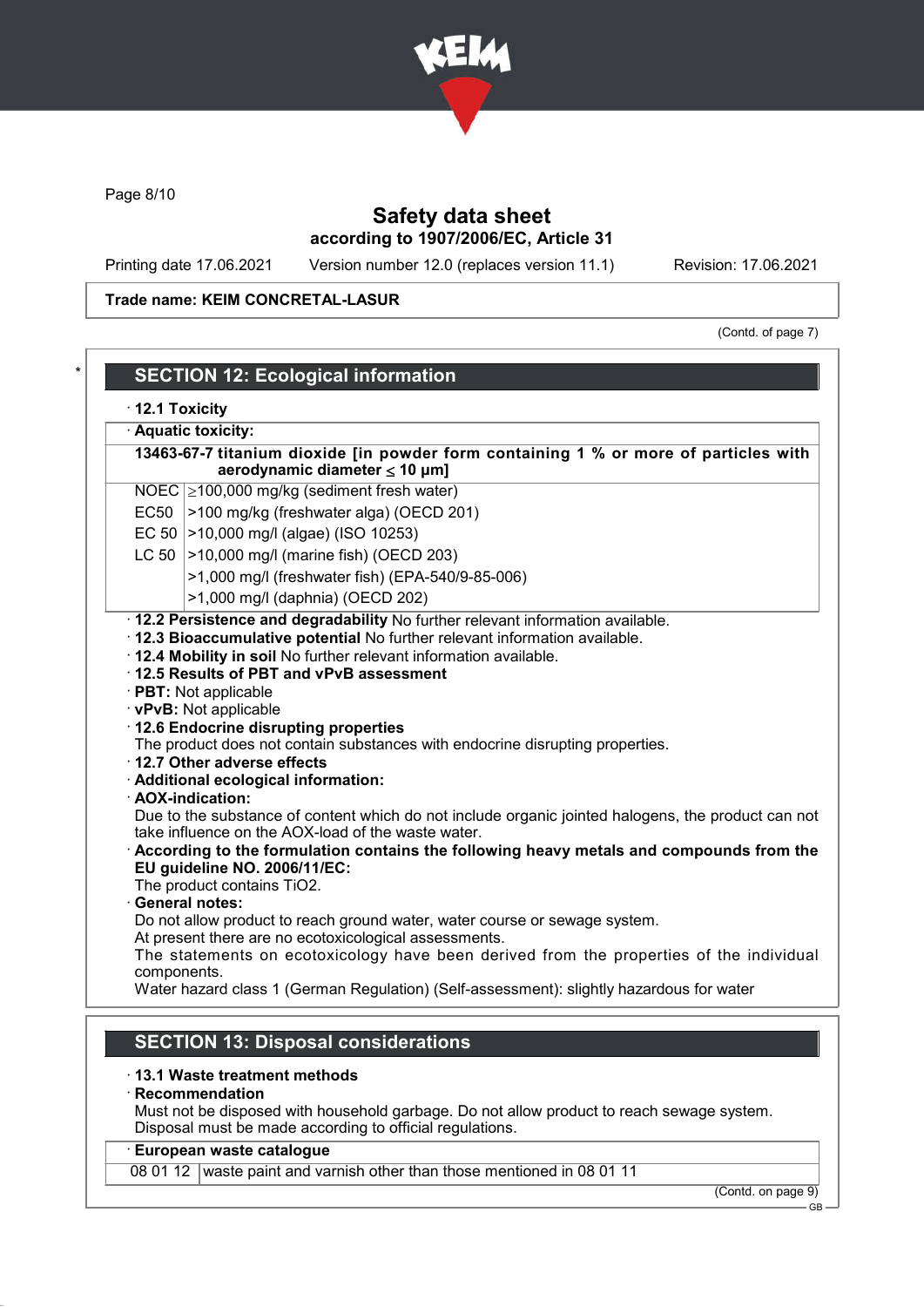Trade name: KEIM CONCRETAL-LASUR

(Contd. of page 7)

## SECTION 12: Ecological information

· **12.1 Toxicity**

· **Aquatic toxicity:**

| **13463-67-7 titanium dioxide [in powder form containing 1 % or more of particles with aerodynamic diameter ≤ 10 μm]** | |
|---|---|
| NOEC | ≥100,000 mg/kg (sediment fresh water) |
| EC50 | >100 mg/kg (freshwater alga) (OECD 201) |
| EC 50 | >10,000 mg/l (algae) (ISO 10253) |
| LC 50 | >10,000 mg/l (marine fish) (OECD 203) |
| | >1,000 mg/l (freshwater fish) (EPA-540/9-85-006) |
| | >1,000 mg/l (daphnia) (OECD 202) |

· **12.2 Persistence and degradability** No further relevant information available.

· **12.3 Bioaccumulative potential** No further relevant information available.

· **12.4 Mobility in soil** No further relevant information available.

· **12.5 Results of PBT and vPvB assessment**

· **PBT:** Not applicable

· **vPvB:** Not applicable

· **12.6 Endocrine disrupting properties**

The product does not contain substances with endocrine disrupting properties.

· **12.7 Other adverse effects**

· **Additional ecological information:**

· **AOX-indication:**

Due to the substance of content which do not include organic jointed halogens, the product can not take influence on the AOX-load of the waste water.

· **According to the formulation contains the following heavy metals and compounds from the EU guideline NO. 2006/11/EC:**

The product contains $TiO_2$.

· **General notes:**

Do not allow product to reach ground water, water course or sewage system.

At present there are no ecotoxicological assessments.

The statements on ecotoxicology have been derived from the properties of the individual components.

Water hazard class 1 (German Regulation) (Self-assessment): slightly hazardous for water

## SECTION 13: Disposal considerations

· **13.1 Waste treatment methods**

· **Recommendation**

Must not be disposed with household garbage. Do not allow product to reach sewage system.

Disposal must be made according to official regulations.

| · **European waste catalogue** | |
|---|---|
| 08 01 12 | waste paint and varnish other than those mentioned in 08 01 11 |

(Contd. on page 9)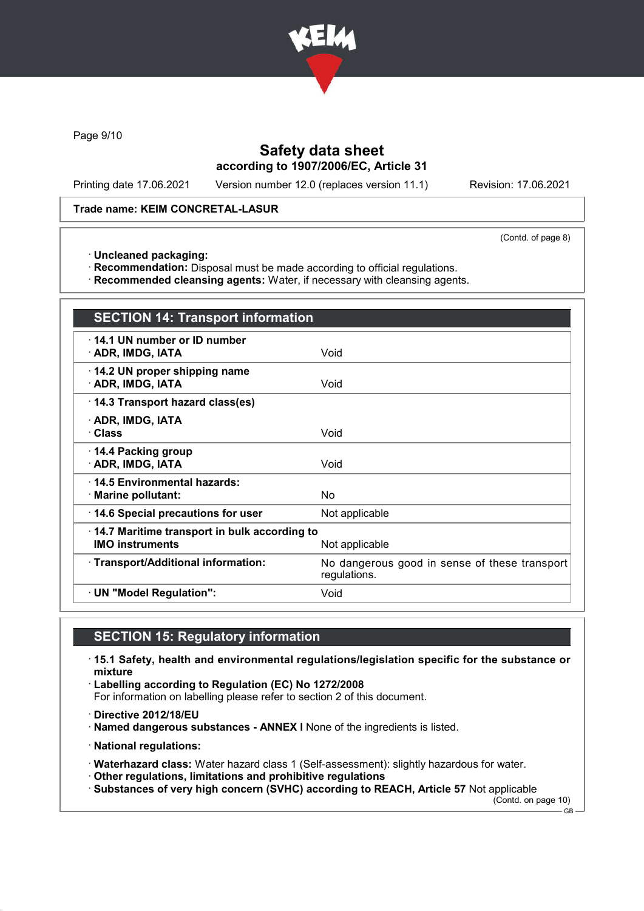Trade name: KEIM CONCRETAL-LASUR

(Contd. of page 8)

· **Uncleaned packaging:**
· **Recommendation:** Disposal must be made according to official regulations.
· **Recommended cleansing agents:** Water, if necessary with cleansing agents.

## SECTION 14: Transport information

| | |
|---|---|
| · **14.1 UN number or ID number**<br>· **ADR, IMDG, IATA** | Void |
| · **14.2 UN proper shipping name**<br>· **ADR, IMDG, IATA** | Void |
| · **14.3 Transport hazard class(es)**<br>· **ADR, IMDG, IATA**<br>· **Class** | Void |
| · **14.4 Packing group**<br>· **ADR, IMDG, IATA** | Void |
| · **14.5 Environmental hazards:**<br>· **Marine pollutant:** | No |
| · **14.6 Special precautions for user** | Not applicable |
| · **14.7 Maritime transport in bulk according to IMO instruments** | Not applicable |
| · **Transport/Additional information:** | No dangerous good in sense of these transport regulations. |
| · **UN "Model Regulation":** | Void |

## SECTION 15: Regulatory information

· **15.1 Safety, health and environmental regulations/legislation specific for the substance or mixture**
· **Labelling according to Regulation (EC) No 1272/2008**
For information on labelling please refer to section 2 of this document.

· **Directive 2012/18/EU**
· **Named dangerous substances - ANNEX I** None of the ingredients is listed.

· **National regulations:**

· **Waterhazard class:** Water hazard class 1 (Self-assessment): slightly hazardous for water.
· **Other regulations, limitations and prohibitive regulations**
· **Substances of very high concern (SVHC) according to REACH, Article 57** Not applicable

(Contd. on page 10)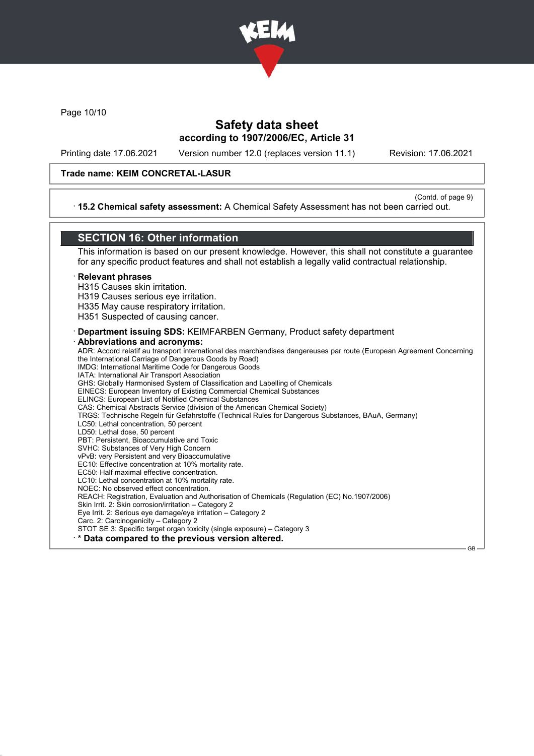**Trade name: KEIM CONCRETAL-LASUR**

(Contd. of page 9)

· **15.2 Chemical safety assessment:** A Chemical Safety Assessment has not been carried out.

## SECTION 16: Other information

This information is based on our present knowledge. However, this shall not constitute a guarantee for any specific product features and shall not establish a legally valid contractual relationship.

· **Relevant phrases**
H315 Causes skin irritation.
H319 Causes serious eye irritation.
H335 May cause respiratory irritation.
H351 Suspected of causing cancer.

· **Department issuing SDS:** KEIMFARBEN Germany, Product safety department

· **Abbreviations and acronyms:**
ADR: Accord relatif au transport international des marchandises dangereuses par route (European Agreement Concerning the International Carriage of Dangerous Goods by Road)
IMDG: International Maritime Code for Dangerous Goods
IATA: International Air Transport Association
GHS: Globally Harmonised System of Classification and Labelling of Chemicals
EINECS: European Inventory of Existing Commercial Chemical Substances
ELINCS: European List of Notified Chemical Substances
CAS: Chemical Abstracts Service (division of the American Chemical Society)
TRGS: Technische Regeln für Gefahrstoffe (Technical Rules for Dangerous Substances, BAuA, Germany)
LC50: Lethal concentration, 50 percent
LD50: Lethal dose, 50 percent
PBT: Persistent, Bioaccumulative and Toxic
SVHC: Substances of Very High Concern
vPvB: very Persistent and very Bioaccumulative
EC10: Effective concentration at 10% mortality rate.
EC50: Half maximal effective concentration.
LC10: Lethal concentration at 10% mortality rate.
NOEC: No observed effect concentration.
REACH: Registration, Evaluation and Authorisation of Chemicals (Regulation (EC) No.1907/2006)
Skin Irrit. 2: Skin corrosion/irritation – Category 2
Eye Irrit. 2: Serious eye damage/eye irritation – Category 2
Carc. 2: Carcinogenicity – Category 2
STOT SE 3: Specific target organ toxicity (single exposure) – Category 3

· **\* Data compared to the previous version altered.**